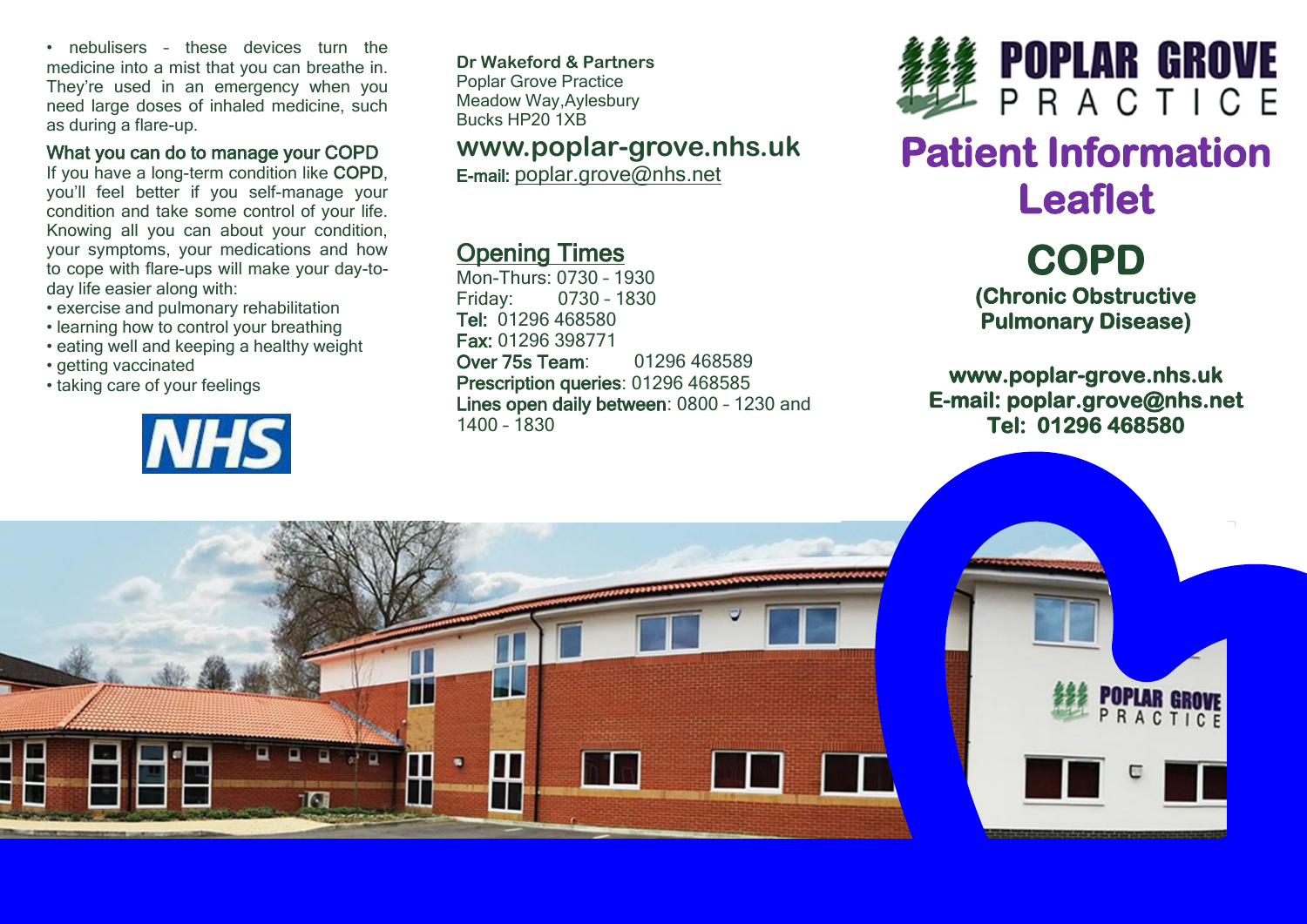• nebulisers – these devices turn the medicine into a mist that you can breathe in. They're used in an emergency when you need large doses of inhaled medicine, such as during a flare-up.

## What you can do to manage your COPD

If you have a long-term condition like **COPD**, you'll feel better if you self-manage your condition and take some control of your life. Knowing all you can about your condition, your symptoms, your medications and how to cope with flare-ups will make your day-to-day life easier along with:

- exercise and pulmonary rehabilitation
- learning how to control your breathing
- eating well and keeping a healthy weight
- getting vaccinated
- taking care of your feelings

NHS

**Dr Wakeford & Partners**
Poplar Grove Practice
Meadow Way,Aylesbury
Bucks HP20 1XB

**www.poplar-grove.nhs.uk**
**E-mail:** poplar.grove@nhs.net

## Opening Times

Mon-Thurs: 0730 – 1930
Friday: 0730 – 1830
**Tel:** 01296 468580
**Fax:** 01296 398771
**Over 75s Team**: 01296 468589
**Prescription queries**: 01296 468585
**Lines open daily between**: 0800 – 1230 and 1400 – 1830

POPLAR GROVE PRACTICE

# Patient Information Leaflet

# COPD

**(Chronic Obstructive Pulmonary Disease)**

**www.poplar-grove.nhs.uk**
**E-mail: poplar.grove@nhs.net**
**Tel: 01296 468580**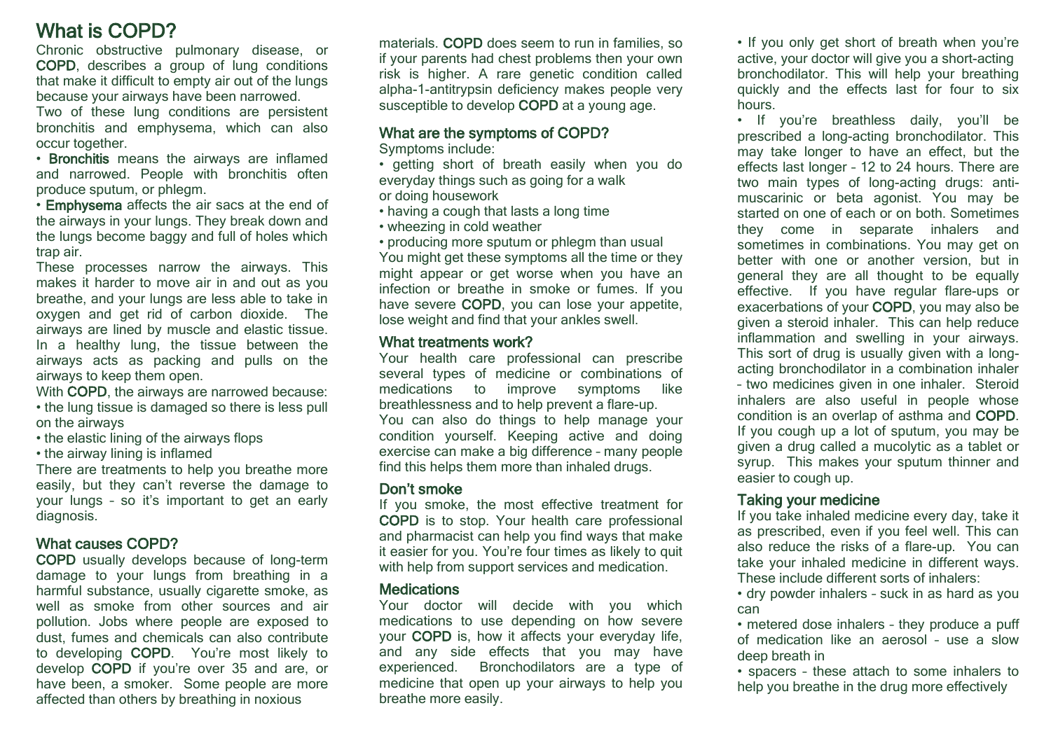# What is COPD?

Chronic obstructive pulmonary disease, or **COPD**, describes a group of lung conditions that make it difficult to empty air out of the lungs because your airways have been narrowed.

Two of these lung conditions are persistent bronchitis and emphysema, which can also occur together.

- **Bronchitis** means the airways are inflamed and narrowed. People with bronchitis often produce sputum, or phlegm.
- **Emphysema** affects the air sacs at the end of the airways in your lungs. They break down and the lungs become baggy and full of holes which trap air.

These processes narrow the airways. This makes it harder to move air in and out as you breathe, and your lungs are less able to take in oxygen and get rid of carbon dioxide. The airways are lined by muscle and elastic tissue. In a healthy lung, the tissue between the airways acts as packing and pulls on the airways to keep them open.

With **COPD**, the airways are narrowed because:

- the lung tissue is damaged so there is less pull on the airways
- the elastic lining of the airways flops
- the airway lining is inflamed

There are treatments to help you breathe more easily, but they can't reverse the damage to your lungs – so it's important to get an early diagnosis.

## What causes COPD?

**COPD** usually develops because of long-term damage to your lungs from breathing in a harmful substance, usually cigarette smoke, as well as smoke from other sources and air pollution. Jobs where people are exposed to dust, fumes and chemicals can also contribute to developing **COPD**. You're most likely to develop **COPD** if you're over 35 and are, or have been, a smoker. Some people are more affected than others by breathing in noxious materials. **COPD** does seem to run in families, so if your parents had chest problems then your own risk is higher. A rare genetic condition called alpha-1-antitrypsin deficiency makes people very susceptible to develop **COPD** at a young age.

## What are the symptoms of COPD?

Symptoms include:

- getting short of breath easily when you do everyday things such as going for a walk or doing housework
- having a cough that lasts a long time
- wheezing in cold weather
- producing more sputum or phlegm than usual

You might get these symptoms all the time or they might appear or get worse when you have an infection or breathe in smoke or fumes. If you have severe **COPD**, you can lose your appetite, lose weight and find that your ankles swell.

## What treatments work?

Your health care professional can prescribe several types of medicine or combinations of medications to improve symptoms like breathlessness and to help prevent a flare-up.

You can also do things to help manage your condition yourself. Keeping active and doing exercise can make a big difference – many people find this helps them more than inhaled drugs.

## Don't smoke

If you smoke, the most effective treatment for **COPD** is to stop. Your health care professional and pharmacist can help you find ways that make it easier for you. You're four times as likely to quit with help from support services and medication.

## Medications

Your doctor will decide with you which medications to use depending on how severe your **COPD** is, how it affects your everyday life, and any side effects that you may have experienced. Bronchodilators are a type of medicine that open up your airways to help you breathe more easily.

- If you only get short of breath when you're active, your doctor will give you a short-acting bronchodilator. This will help your breathing quickly and the effects last for four to six hours.
- If you're breathless daily, you'll be prescribed a long-acting bronchodilator. This may take longer to have an effect, but the effects last longer – 12 to 24 hours. There are two main types of long-acting drugs: anti-muscarinic or beta agonist. You may be started on one of each or on both. Sometimes they come in separate inhalers and sometimes in combinations. You may get on better with one or another version, but in general they are all thought to be equally effective. If you have regular flare-ups or exacerbations of your **COPD**, you may also be given a steroid inhaler. This can help reduce inflammation and swelling in your airways. This sort of drug is usually given with a long-acting bronchodilator in a combination inhaler – two medicines given in one inhaler. Steroid inhalers are also useful in people whose condition is an overlap of asthma and **COPD**. If you cough up a lot of sputum, you may be given a drug called a mucolytic as a tablet or syrup. This makes your sputum thinner and easier to cough up.

## Taking your medicine

If you take inhaled medicine every day, take it as prescribed, even if you feel well. This can also reduce the risks of a flare-up. You can take your inhaled medicine in different ways. These include different sorts of inhalers:

- dry powder inhalers – suck in as hard as you can
- metered dose inhalers – they produce a puff of medication like an aerosol – use a slow deep breath in
- spacers – these attach to some inhalers to help you breathe in the drug more effectively